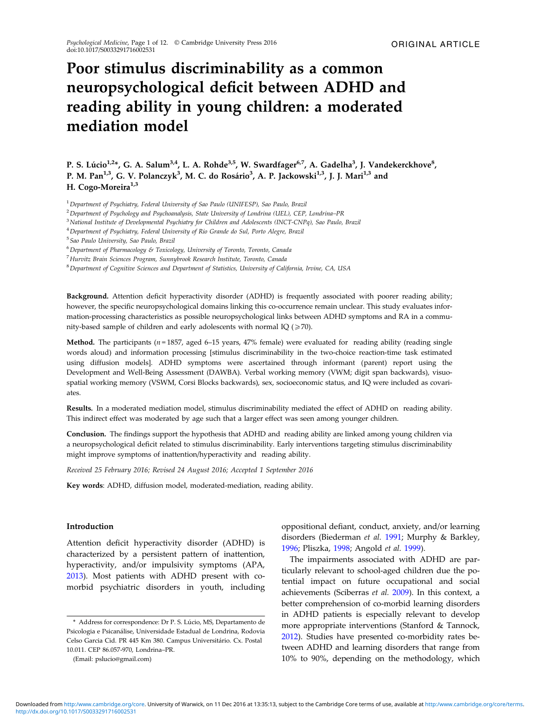ORIGINAL ARTICLE

# Poor stimulus discriminability as a common neuropsychological deficit between ADHD and reading ability in young children: a moderated mediation model

P. S. Lúcio[1,2]*, G. A. Salum[3,4], L. A. Rohde[3,5], W. Swardfager[6,7], A. Gadelha[3], J. Vandekerckhove[8], P. M. Pan[1,3], G. V. Polanczyk[3], M. C. do Rosário[3], A. P. Jackowski[1,3], J. J. Mari[1,3] and H. Cogo-Moreira[1,3]

[1] *Department of Psychiatry, Federal University of Sao Paulo (UNIFESP), Sao Paulo, Brazil*
[2] *Department of Psychology and Psychoanalysis, State University of Londrina (UEL), CEP, Londrina–PR*
[3] *National Institute of Developmental Psychiatry for Children and Adolescents (INCT-CNPq), Sao Paulo, Brazil*
[4] *Department of Psychiatry, Federal University of Rio Grande do Sul, Porto Alegre, Brazil*
[5] *Sao Paulo University, Sao Paulo, Brazil*
[6] *Department of Pharmacology & Toxicology, University of Toronto, Toronto, Canada*
[7] *Hurvitz Brain Sciences Program, Sunnybrook Research Institute, Toronto, Canada*
[8] *Department of Cognitive Sciences and Department of Statistics, University of California, Irvine, CA, USA*

**Background.** Attention deficit hyperactivity disorder (ADHD) is frequently associated with poorer reading ability; however, the specific neuropsychological domains linking this co-occurrence remain unclear. This study evaluates information-processing characteristics as possible neuropsychological links between ADHD symptoms and RA in a community-based sample of children and early adolescents with normal IQ (⩾70).

**Method.** The participants ($n = 1857$, aged 6–15 years, 47% female) were evaluated for reading ability (reading single words aloud) and information processing [stimulus discriminability in the two-choice reaction-time task estimated using diffusion models]. ADHD symptoms were ascertained through informant (parent) report using the Development and Well-Being Assessment (DAWBA). Verbal working memory (VWM; digit span backwards), visuo-spatial working memory (VSWM, Corsi Blocks backwards), sex, socioeconomic status, and IQ were included as covariates.

**Results.** In a moderated mediation model, stimulus discriminability mediated the effect of ADHD on reading ability. This indirect effect was moderated by age such that a larger effect was seen among younger children.

**Conclusion.** The findings support the hypothesis that ADHD and reading ability are linked among young children via a neuropsychological deficit related to stimulus discriminability. Early interventions targeting stimulus discriminability might improve symptoms of inattention/hyperactivity and reading ability.

*Received 25 February 2016; Revised 24 August 2016; Accepted 1 September 2016*

**Key words**: ADHD, diffusion model, moderated-mediation, reading ability.

## Introduction

Attention deficit hyperactivity disorder (ADHD) is characterized by a persistent pattern of inattention, hyperactivity, and/or impulsivity symptoms (APA, 2013). Most patients with ADHD present with co-morbid psychiatric disorders in youth, including oppositional defiant, conduct, anxiety, and/or learning disorders (Biederman *et al.* 1991; Murphy & Barkley, 1996; Pliszka, 1998; Angold *et al.* 1999).

The impairments associated with ADHD are particularly relevant to school-aged children due the potential impact on future occupational and social achievements (Sciberras *et al.* 2009). In this context, a better comprehension of co-morbid learning disorders in ADHD patients is especially relevant to develop more appropriate interventions (Stanford & Tannock, 2012). Studies have presented co-morbidity rates between ADHD and learning disorders that range from 10% to 90%, depending on the methodology, which

\* Address for correspondence: Dr P. S. Lúcio, MS, Departamento de Psicologia e Psicanálise, Universidade Estadual de Londrina, Rodovia Celso Garcia Cid. PR 445 Km 380. Campus Universitário. Cx. Postal 10.011. CEP 86.057-970, Londrina–PR.

(Email: pslucio@gmail.com)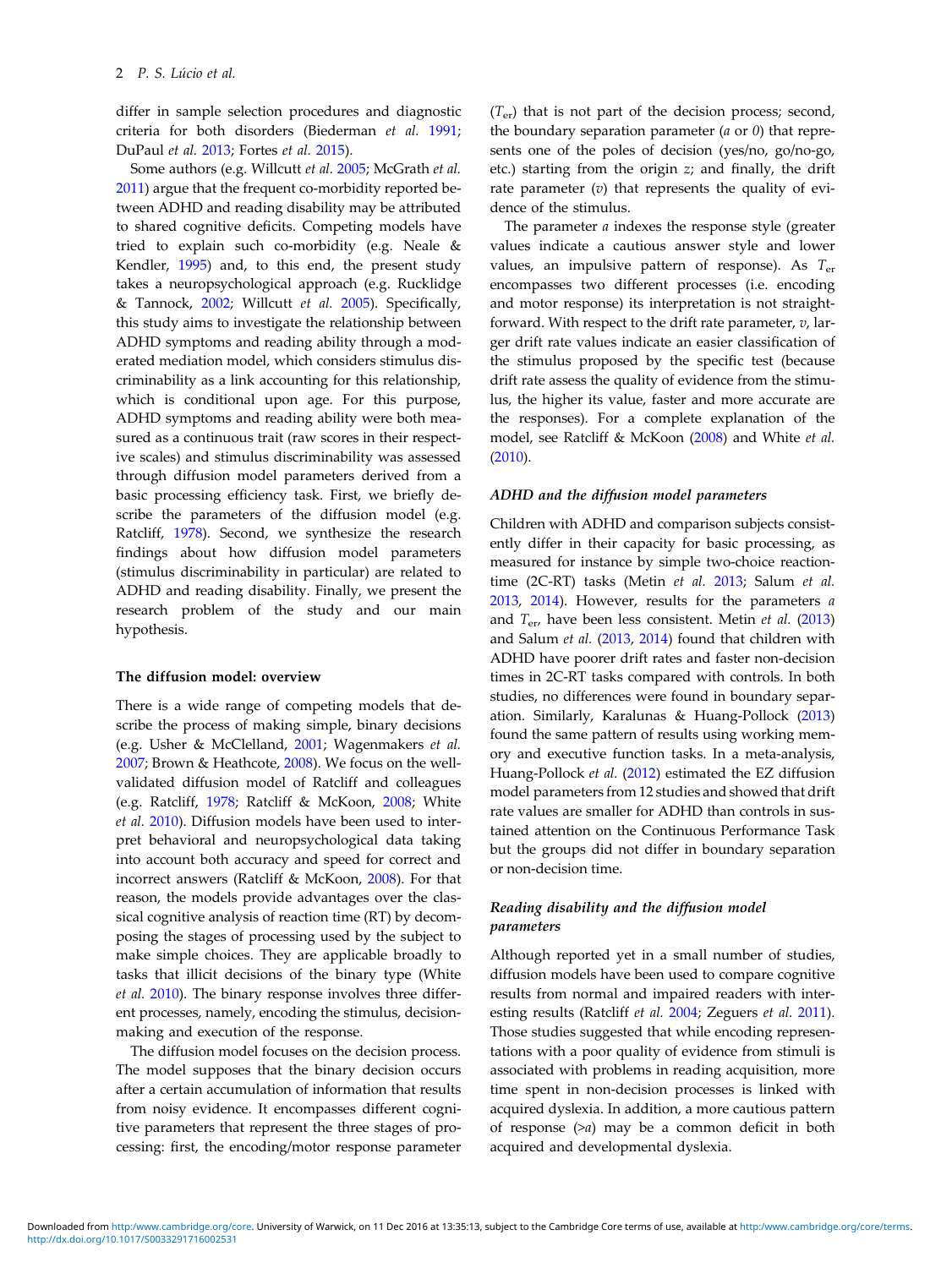differ in sample selection procedures and diagnostic criteria for both disorders (Biederman *et al.* 1991; DuPaul *et al.* 2013; Fortes *et al.* 2015).

Some authors (e.g. Willcutt *et al.* 2005; McGrath *et al.* 2011) argue that the frequent co-morbidity reported between ADHD and reading disability may be attributed to shared cognitive deficits. Competing models have tried to explain such co-morbidity (e.g. Neale & Kendler, 1995) and, to this end, the present study takes a neuropsychological approach (e.g. Rucklidge & Tannock, 2002; Willcutt *et al.* 2005). Specifically, this study aims to investigate the relationship between ADHD symptoms and reading ability through a moderated mediation model, which considers stimulus discriminability as a link accounting for this relationship, which is conditional upon age. For this purpose, ADHD symptoms and reading ability were both measured as a continuous trait (raw scores in their respective scales) and stimulus discriminability was assessed through diffusion model parameters derived from a basic processing efficiency task. First, we briefly describe the parameters of the diffusion model (e.g. Ratcliff, 1978). Second, we synthesize the research findings about how diffusion model parameters (stimulus discriminability in particular) are related to ADHD and reading disability. Finally, we present the research problem of the study and our main hypothesis.

## The diffusion model: overview

There is a wide range of competing models that describe the process of making simple, binary decisions (e.g. Usher & McClelland, 2001; Wagenmakers *et al.* 2007; Brown & Heathcote, 2008). We focus on the well-validated diffusion model of Ratcliff and colleagues (e.g. Ratcliff, 1978; Ratcliff & McKoon, 2008; White *et al.* 2010). Diffusion models have been used to interpret behavioral and neuropsychological data taking into account both accuracy and speed for correct and incorrect answers (Ratcliff & McKoon, 2008). For that reason, the models provide advantages over the classical cognitive analysis of reaction time (RT) by decomposing the stages of processing used by the subject to make simple choices. They are applicable broadly to tasks that illicit decisions of the binary type (White *et al.* 2010). The binary response involves three different processes, namely, encoding the stimulus, decision-making and execution of the response.

The diffusion model focuses on the decision process. The model supposes that the binary decision occurs after a certain accumulation of information that results from noisy evidence. It encompasses different cognitive parameters that represent the three stages of processing: first, the encoding/motor response parameter ($T_{er}$) that is not part of the decision process; second, the boundary separation parameter ($a$ or $0$) that represents one of the poles of decision (yes/no, go/no-go, etc.) starting from the origin $z$; and finally, the drift rate parameter ($v$) that represents the quality of evidence of the stimulus.

The parameter $a$ indexes the response style (greater values indicate a cautious answer style and lower values, an impulsive pattern of response). As $T_{er}$ encompasses two different processes (i.e. encoding and motor response) its interpretation is not straightforward. With respect to the drift rate parameter, $v$, larger drift rate values indicate an easier classification of the stimulus proposed by the specific test (because drift rate assess the quality of evidence from the stimulus, the higher its value, faster and more accurate are the responses). For a complete explanation of the model, see Ratcliff & McKoon (2008) and White *et al.* (2010).

### ADHD and the diffusion model parameters

Children with ADHD and comparison subjects consistently differ in their capacity for basic processing, as measured for instance by simple two-choice reaction-time (2C-RT) tasks (Metin *et al.* 2013; Salum *et al.* 2013, 2014). However, results for the parameters $a$ and $T_{er}$, have been less consistent. Metin *et al.* (2013) and Salum *et al.* (2013, 2014) found that children with ADHD have poorer drift rates and faster non-decision times in 2C-RT tasks compared with controls. In both studies, no differences were found in boundary separation. Similarly, Karalunas & Huang-Pollock (2013) found the same pattern of results using working memory and executive function tasks. In a meta-analysis, Huang-Pollock *et al.* (2012) estimated the EZ diffusion model parameters from 12 studies and showed that drift rate values are smaller for ADHD than controls in sustained attention on the Continuous Performance Task but the groups did not differ in boundary separation or non-decision time.

### Reading disability and the diffusion model parameters

Although reported yet in a small number of studies, diffusion models have been used to compare cognitive results from normal and impaired readers with interesting results (Ratcliff *et al.* 2004; Zeguers *et al.* 2011). Those studies suggested that while encoding representations with a poor quality of evidence from stimuli is associated with problems in reading acquisition, more time spent in non-decision processes is linked with acquired dyslexia. In addition, a more cautious pattern of response ($>a$) may be a common deficit in both acquired and developmental dyslexia.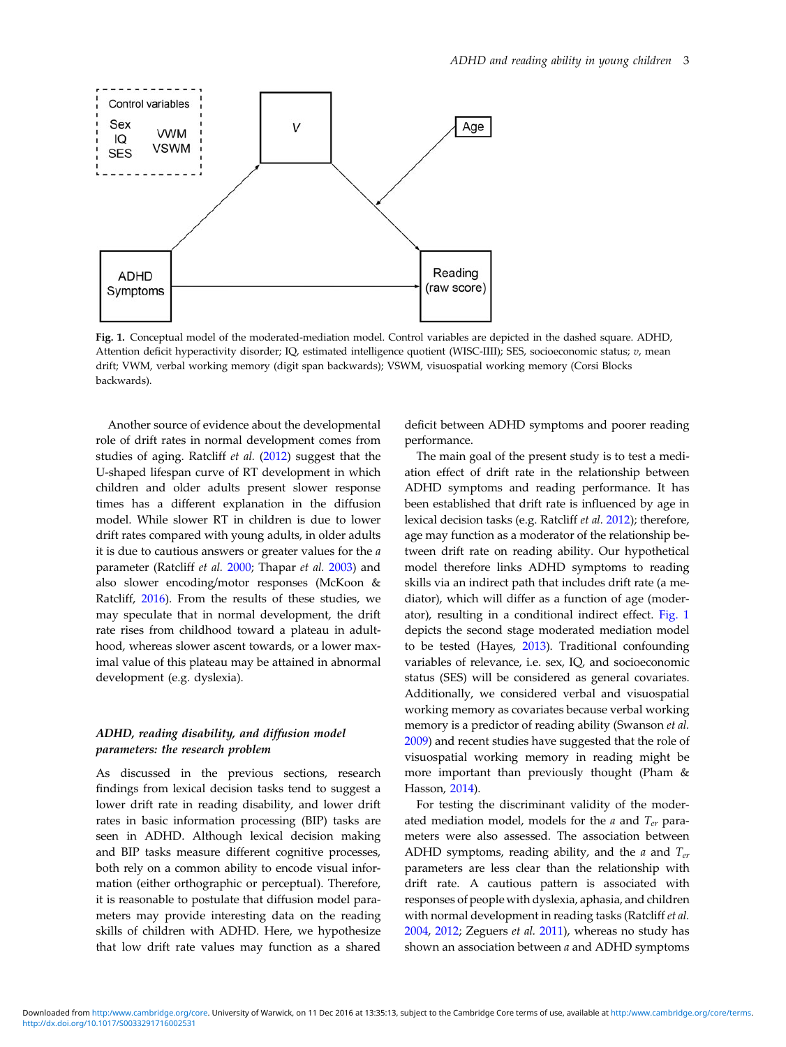Fig. 1. Conceptual model of the moderated-mediation model. Control variables are depicted in the dashed square. ADHD, Attention deficit hyperactivity disorder; IQ, estimated intelligence quotient (WISC-IIII); SES, socioeconomic status; *v*, mean drift; VWM, verbal working memory (digit span backwards); VSWM, visuospatial working memory (Corsi Blocks backwards).

Another source of evidence about the developmental role of drift rates in normal development comes from studies of aging. Ratcliff *et al.* (2012) suggest that the U-shaped lifespan curve of RT development in which children and older adults present slower response times has a different explanation in the diffusion model. While slower RT in children is due to lower drift rates compared with young adults, in older adults it is due to cautious answers or greater values for the *a* parameter (Ratcliff *et al.* 2000; Thapar *et al.* 2003) and also slower encoding/motor responses (McKoon & Ratcliff, 2016). From the results of these studies, we may speculate that in normal development, the drift rate rises from childhood toward a plateau in adulthood, whereas slower ascent towards, or a lower maximal value of this plateau may be attained in abnormal development (e.g. dyslexia).

### *ADHD, reading disability, and diffusion model parameters: the research problem*

As discussed in the previous sections, research findings from lexical decision tasks tend to suggest a lower drift rate in reading disability, and lower drift rates in basic information processing (BIP) tasks are seen in ADHD. Although lexical decision making and BIP tasks measure different cognitive processes, both rely on a common ability to encode visual information (either orthographic or perceptual). Therefore, it is reasonable to postulate that diffusion model parameters may provide interesting data on the reading skills of children with ADHD. Here, we hypothesize that low drift rate values may function as a shared deficit between ADHD symptoms and poorer reading performance.

The main goal of the present study is to test a mediation effect of drift rate in the relationship between ADHD symptoms and reading performance. It has been established that drift rate is influenced by age in lexical decision tasks (e.g. Ratcliff *et al.* 2012); therefore, age may function as a moderator of the relationship between drift rate on reading ability. Our hypothetical model therefore links ADHD symptoms to reading skills via an indirect path that includes drift rate (a mediator), which will differ as a function of age (moderator), resulting in a conditional indirect effect. Fig. 1 depicts the second stage moderated mediation model to be tested (Hayes, 2013). Traditional confounding variables of relevance, i.e. sex, IQ, and socioeconomic status (SES) will be considered as general covariates. Additionally, we considered verbal and visuospatial working memory as covariates because verbal working memory is a predictor of reading ability (Swanson *et al.* 2009) and recent studies have suggested that the role of visuospatial working memory in reading might be more important than previously thought (Pham & Hasson, 2014).

For testing the discriminant validity of the moderated mediation model, models for the *a* and $T_{er}$ parameters were also assessed. The association between ADHD symptoms, reading ability, and the *a* and $T_{er}$ parameters are less clear than the relationship with drift rate. A cautious pattern is associated with responses of people with dyslexia, aphasia, and children with normal development in reading tasks (Ratcliff *et al.* 2004, 2012; Zeguers *et al.* 2011), whereas no study has shown an association between *a* and ADHD symptoms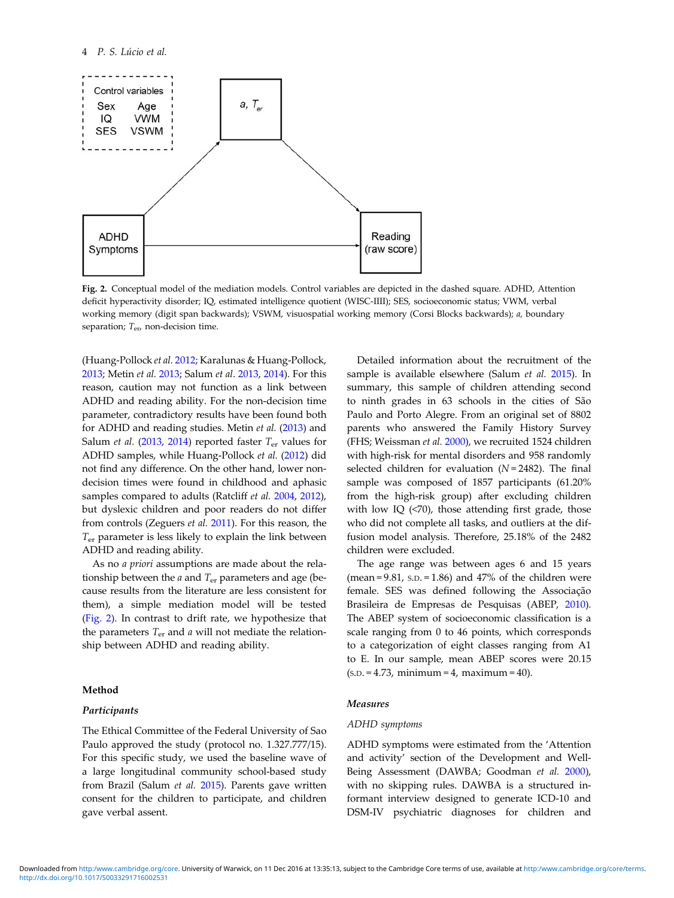Control variables

Sex Age
IQ VWM
SES VSWM

$a$, $T_{er}$

ADHD Symptoms

Reading (raw score)

**Fig. 2.** Conceptual model of the mediation models. Control variables are depicted in the dashed square. ADHD, Attention deficit hyperactivity disorder; IQ, estimated intelligence quotient (WISC-IIII); SES, socioeconomic status; VWM, verbal working memory (digit span backwards); VSWM, visuospatial working memory (Corsi Blocks backwards); $a$, boundary separation; $T_{er}$, non-decision time.

(Huang-Pollock *et al.* 2012; Karalunas & Huang-Pollock, 2013; Metin *et al.* 2013; Salum *et al.* 2013, 2014). For this reason, caution may not function as a link between ADHD and reading ability. For the non-decision time parameter, contradictory results have been found both for ADHD and reading studies. Metin *et al.* (2013) and Salum *et al.* (2013, 2014) reported faster $T_{er}$ values for ADHD samples, while Huang-Pollock *et al.* (2012) did not find any difference. On the other hand, lower non-decision times were found in childhood and aphasic samples compared to adults (Ratcliff *et al.* 2004, 2012), but dyslexic children and poor readers do not differ from controls (Zeguers *et al.* 2011). For this reason, the $T_{er}$ parameter is less likely to explain the link between ADHD and reading ability.

As no *a priori* assumptions are made about the relationship between the $a$ and $T_{er}$ parameters and age (because results from the literature are less consistent for them), a simple mediation model will be tested (Fig. 2). In contrast to drift rate, we hypothesize that the parameters $T_{er}$ and $a$ will not mediate the relationship between ADHD and reading ability.

## Method

### Participants

The Ethical Committee of the Federal University of Sao Paulo approved the study (protocol no. 1.327.777/15). For this specific study, we used the baseline wave of a large longitudinal community school-based study from Brazil (Salum *et al.* 2015). Parents gave written consent for the children to participate, and children gave verbal assent.

Detailed information about the recruitment of the sample is available elsewhere (Salum *et al.* 2015). In summary, this sample of children attending second to ninth grades in 63 schools in the cities of São Paulo and Porto Alegre. From an original set of 8802 parents who answered the Family History Survey (FHS; Weissman *et al.* 2000), we recruited 1524 children with high-risk for mental disorders and 958 randomly selected children for evaluation ($N = 2482$). The final sample was composed of 1857 participants (61.20% from the high-risk group) after excluding children with low IQ (<70), those attending first grade, those who did not complete all tasks, and outliers at the diffusion model analysis. Therefore, 25.18% of the 2482 children were excluded.

The age range was between ages 6 and 15 years (mean = 9.81, S.D. = 1.86) and 47% of the children were female. SES was defined following the Associação Brasileira de Empresas de Pesquisas (ABEP, 2010). The ABEP system of socioeconomic classification is a scale ranging from 0 to 46 points, which corresponds to a categorization of eight classes ranging from A1 to E. In our sample, mean ABEP scores were 20.15 (S.D. = 4.73, minimum = 4, maximum = 40).

### Measures

#### *ADHD symptoms*

ADHD symptoms were estimated from the 'Attention and activity' section of the Development and Well-Being Assessment (DAWBA; Goodman *et al.* 2000), with no skipping rules. DAWBA is a structured informant interview designed to generate ICD-10 and DSM-IV psychiatric diagnoses for children and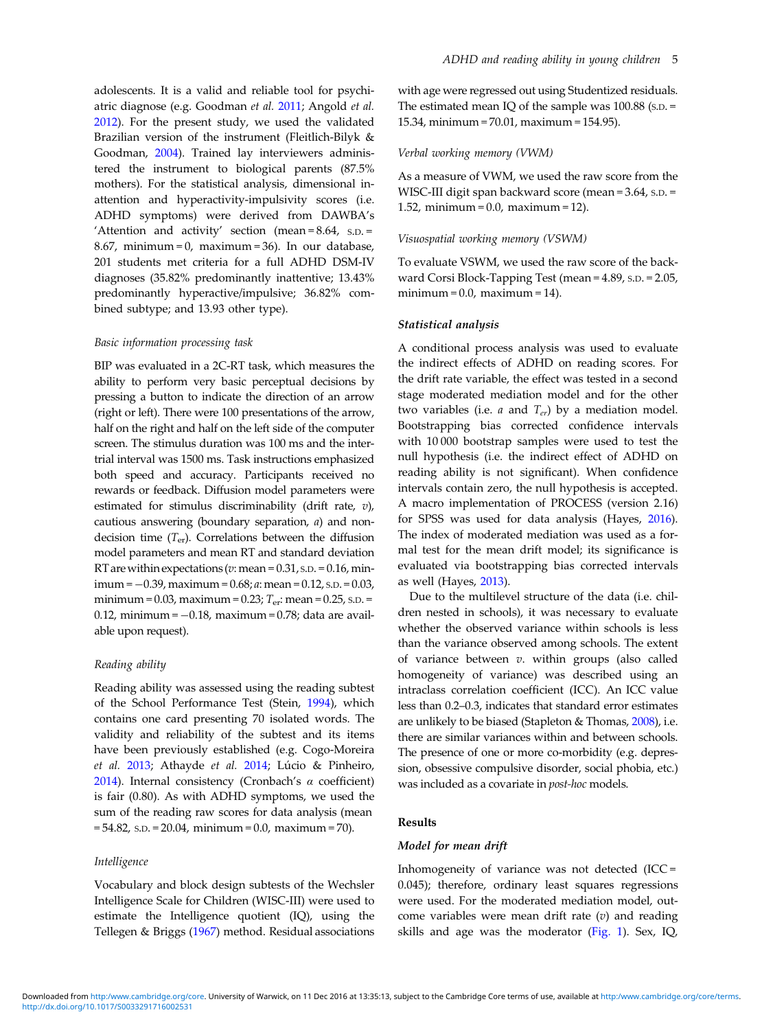adolescents. It is a valid and reliable tool for psychiatric diagnose (e.g. Goodman *et al.* 2011; Angold *et al.* 2012). For the present study, we used the validated Brazilian version of the instrument (Fleitlich-Bilyk & Goodman, 2004). Trained lay interviewers administered the instrument to biological parents (87.5% mothers). For the statistical analysis, dimensional inattention and hyperactivity-impulsivity scores (i.e. ADHD symptoms) were derived from DAWBA's 'Attention and activity' section (mean = 8.64, S.D. = 8.67, minimum = 0, maximum = 36). In our database, 201 students met criteria for a full ADHD DSM-IV diagnoses (35.82% predominantly inattentive; 13.43% predominantly hyperactive/impulsive; 36.82% combined subtype; and 13.93 other type).

### *Basic information processing task*

BIP was evaluated in a 2C-RT task, which measures the ability to perform very basic perceptual decisions by pressing a button to indicate the direction of an arrow (right or left). There were 100 presentations of the arrow, half on the right and half on the left side of the computer screen. The stimulus duration was 100 ms and the inter-trial interval was 1500 ms. Task instructions emphasized both speed and accuracy. Participants received no rewards or feedback. Diffusion model parameters were estimated for stimulus discriminability (drift rate, $v$), cautious answering (boundary separation, $a$) and non-decision time ($T_{er}$). Correlations between the diffusion model parameters and mean RT and standard deviation RT are within expectations ($v$: mean = 0.31, S.D. = 0.16, minimum = −0.39, maximum = 0.68; $a$: mean = 0.12, S.D. = 0.03, minimum = 0.03, maximum = 0.23; $T_{er}$: mean = 0.25, S.D. = 0.12, minimum = −0.18, maximum = 0.78; data are available upon request).

### *Reading ability*

Reading ability was assessed using the reading subtest of the School Performance Test (Stein, 1994), which contains one card presenting 70 isolated words. The validity and reliability of the subtest and its items have been previously established (e.g. Cogo-Moreira *et al.* 2013; Athayde *et al.* 2014; Lúcio & Pinheiro, 2014). Internal consistency (Cronbach's $\alpha$ coefficient) is fair (0.80). As with ADHD symptoms, we used the sum of the reading raw scores for data analysis (mean = 54.82, S.D. = 20.04, minimum = 0.0, maximum = 70).

### *Intelligence*

Vocabulary and block design subtests of the Wechsler Intelligence Scale for Children (WISC-III) were used to estimate the Intelligence quotient (IQ), using the Tellegen & Briggs (1967) method. Residual associations with age were regressed out using Studentized residuals. The estimated mean IQ of the sample was 100.88 (S.D. = 15.34, minimum = 70.01, maximum = 154.95).

### *Verbal working memory (VWM)*

As a measure of VWM, we used the raw score from the WISC-III digit span backward score (mean = 3.64, S.D. = 1.52, minimum = 0.0, maximum = 12).

### *Visuospatial working memory (VSWM)*

To evaluate VSWM, we used the raw score of the backward Corsi Block-Tapping Test (mean = 4.89, S.D. = 2.05, minimum = 0.0, maximum = 14).

### ***Statistical analysis***

A conditional process analysis was used to evaluate the indirect effects of ADHD on reading scores. For the drift rate variable, the effect was tested in a second stage moderated mediation model and for the other two variables (i.e. $a$ and $T_{er}$) by a mediation model. Bootstrapping bias corrected confidence intervals with 10 000 bootstrap samples were used to test the null hypothesis (i.e. the indirect effect of ADHD on reading ability is not significant). When confidence intervals contain zero, the null hypothesis is accepted. A macro implementation of PROCESS (version 2.16) for SPSS was used for data analysis (Hayes, 2016). The index of moderated mediation was used as a formal test for the mean drift model; its significance is evaluated via bootstrapping bias corrected intervals as well (Hayes, 2013).

Due to the multilevel structure of the data (i.e. children nested in schools), it was necessary to evaluate whether the observed variance within schools is less than the variance observed among schools. The extent of variance between $v$. within groups (also called homogeneity of variance) was described using an intraclass correlation coefficient (ICC). An ICC value less than 0.2–0.3, indicates that standard error estimates are unlikely to be biased (Stapleton & Thomas, 2008), i.e. there are similar variances within and between schools. The presence of one or more co-morbidity (e.g. depression, obsessive compulsive disorder, social phobia, etc.) was included as a covariate in *post-hoc* models.

## Results

### ***Model for mean drift***

Inhomogeneity of variance was not detected (ICC = 0.045); therefore, ordinary least squares regressions were used. For the moderated mediation model, outcome variables were mean drift rate ($v$) and reading skills and age was the moderator (Fig. 1). Sex, IQ,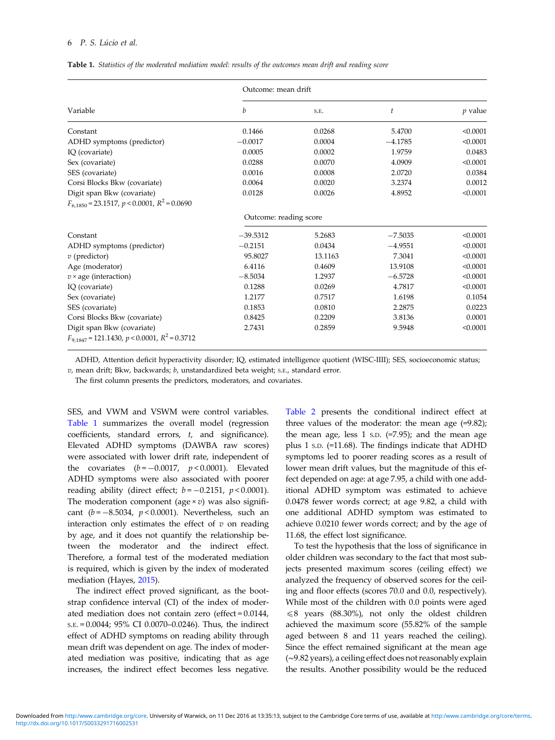**Table 1.** *Statistics of the moderated mediation model: results of the outcomes mean drift and reading score*

| Variable | Outcome: mean drift | | | |
|---|---|---|---|---|
| | $b$ | S.E. | $t$ | $p$ value |
| Constant | 0.1466 | 0.0268 | 5.4700 | <0.0001 |
| ADHD symptoms (predictor) | −0.0017 | 0.0004 | −4.1785 | <0.0001 |
| IQ (covariate) | 0.0005 | 0.0002 | 1.9759 | 0.0483 |
| Sex (covariate) | 0.0288 | 0.0070 | 4.0909 | <0.0001 |
| SES (covariate) | 0.0016 | 0.0008 | 2.0720 | 0.0384 |
| Corsi Blocks Bkw (covariate) | 0.0064 | 0.0020 | 3.2374 | 0.0012 |
| Digit span Bkw (covariate) | 0.0128 | 0.0026 | 4.8952 | <0.0001 |
| $F_{6,1850} = 23.1517$, $p < 0.0001$, $R^2 = 0.0690$ | | | | |
| | Outcome: reading score | | | |
| Constant | −39.5312 | 5.2683 | −7.5035 | <0.0001 |
| ADHD symptoms (predictor) | −0.2151 | 0.0434 | −4.9551 | <0.0001 |
| $v$ (predictor) | 95.8027 | 13.1163 | 7.3041 | <0.0001 |
| Age (moderator) | 6.4116 | 0.4609 | 13.9108 | <0.0001 |
| $v \times$ age (interaction) | −8.5034 | 1.2937 | −6.5728 | <0.0001 |
| IQ (covariate) | 0.1288 | 0.0269 | 4.7817 | <0.0001 |
| Sex (covariate) | 1.2177 | 0.7517 | 1.6198 | 0.1054 |
| SES (covariate) | 0.1853 | 0.0810 | 2.2875 | 0.0223 |
| Corsi Blocks Bkw (covariate) | 0.8425 | 0.2209 | 3.8136 | 0.0001 |
| Digit span Bkw (covariate) | 2.7431 | 0.2859 | 9.5948 | <0.0001 |
| $F_{9,1847} = 121.1430$, $p < 0.0001$, $R^2 = 0.3712$ | | | | |

ADHD, Attention deficit hyperactivity disorder; IQ, estimated intelligence quotient (WISC-IIII); SES, socioeconomic status; $v$, mean drift; Bkw, backwards; $b$, unstandardized beta weight; S.E., standard error.

The first column presents the predictors, moderators, and covariates.

SES, and VWM and VSWM were control variables. Table 1 summarizes the overall model (regression coefficients, standard errors, $t$, and significance). Elevated ADHD symptoms (DAWBA raw scores) were associated with lower drift rate, independent of the covariates ($b = -0.0017$, $p < 0.0001$). Elevated ADHD symptoms were also associated with poorer reading ability (direct effect; $b = -0.2151$, $p < 0.0001$). The moderation component (age × $v$) was also significant ($b = -8.5034$, $p < 0.0001$). Nevertheless, such an interaction only estimates the effect of $v$ on reading by age, and it does not quantify the relationship between the moderator and the indirect effect. Therefore, a formal test of the moderated mediation is required, which is given by the index of moderated mediation (Hayes, 2015).

The indirect effect proved significant, as the bootstrap confidence interval (CI) of the index of moderated mediation does not contain zero (effect = 0.0144, S.E. = 0.0044; 95% CI 0.0070–0.0246). Thus, the indirect effect of ADHD symptoms on reading ability through mean drift was dependent on age. The index of moderated mediation was positive, indicating that as age increases, the indirect effect becomes less negative. Table 2 presents the conditional indirect effect at three values of the moderator: the mean age (=9.82); the mean age, less 1 S.D. (=7.95); and the mean age plus 1 S.D. (=11.68). The findings indicate that ADHD symptoms led to poorer reading scores as a result of lower mean drift values, but the magnitude of this effect depended on age: at age 7.95, a child with one additional ADHD symptom was estimated to achieve 0.0478 fewer words correct; at age 9.82, a child with one additional ADHD symptom was estimated to achieve 0.0210 fewer words correct; and by the age of 11.68, the effect lost significance.

To test the hypothesis that the loss of significance in older children was secondary to the fact that most subjects presented maximum scores (ceiling effect) we analyzed the frequency of observed scores for the ceiling and floor effects (scores 70.0 and 0.0, respectively). While most of the children with 0.0 points were aged ⩽8 years (88.30%), not only the oldest children achieved the maximum score (55.82% of the sample aged between 8 and 11 years reached the ceiling). Since the effect remained significant at the mean age (~9.82 years), a ceiling effect does not reasonably explain the results. Another possibility would be the reduced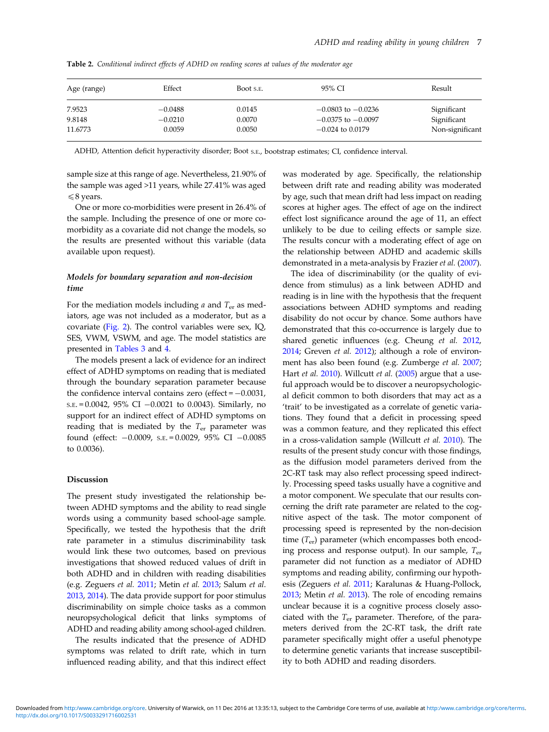**Table 2.** *Conditional indirect effects of ADHD on reading scores at values of the moderator age*

| Age (range) | Effect | Boot s.e. | 95% CI | Result |
|---|---|---|---|---|
| 7.9523 | −0.0488 | 0.0145 | −0.0803 to −0.0236 | Significant |
| 9.8148 | −0.0210 | 0.0070 | −0.0375 to −0.0097 | Significant |
| 11.6773 | 0.0059 | 0.0050 | −0.024 to 0.0179 | Non-significant |

ADHD, Attention deficit hyperactivity disorder; Boot s.e., bootstrap estimates; CI, confidence interval.

sample size at this range of age. Nevertheless, 21.90% of the sample was aged >11 years, while 27.41% was aged ⩽8 years.

One or more co-morbidities were present in 26.4% of the sample. Including the presence of one or more co-morbidity as a covariate did not change the models, so the results are presented without this variable (data available upon request).

### *Models for boundary separation and non-decision time*

For the mediation models including $a$ and $T_{er}$ as mediators, age was not included as a moderator, but as a covariate (Fig. 2). The control variables were sex, IQ, SES, VWM, VSWM, and age. The model statistics are presented in Tables 3 and 4.

The models present a lack of evidence for an indirect effect of ADHD symptoms on reading that is mediated through the boundary separation parameter because the confidence interval contains zero (effect = −0.0031, s.e. = 0.0042, 95% CI −0.0021 to 0.0043). Similarly, no support for an indirect effect of ADHD symptoms on reading that is mediated by the $T_{er}$ parameter was found (effect: −0.0009, s.e. = 0.0029, 95% CI −0.0085 to 0.0036).

## Discussion

The present study investigated the relationship between ADHD symptoms and the ability to read single words using a community based school-age sample. Specifically, we tested the hypothesis that the drift rate parameter in a stimulus discriminability task would link these two outcomes, based on previous investigations that showed reduced values of drift in both ADHD and in children with reading disabilities (e.g. Zeguers *et al.* 2011; Metin *et al.* 2013; Salum *et al.* 2013, 2014). The data provide support for poor stimulus discriminability on simple choice tasks as a common neuropsychological deficit that links symptoms of ADHD and reading ability among school-aged children.

The results indicated that the presence of ADHD symptoms was related to drift rate, which in turn influenced reading ability, and that this indirect effect was moderated by age. Specifically, the relationship between drift rate and reading ability was moderated by age, such that mean drift had less impact on reading scores at higher ages. The effect of age on the indirect effect lost significance around the age of 11, an effect unlikely to be due to ceiling effects or sample size. The results concur with a moderating effect of age on the relationship between ADHD and academic skills demonstrated in a meta-analysis by Frazier *et al.* (2007).

The idea of discriminability (or the quality of evidence from stimulus) as a link between ADHD and reading is in line with the hypothesis that the frequent associations between ADHD symptoms and reading disability do not occur by chance. Some authors have demonstrated that this co-occurrence is largely due to shared genetic influences (e.g. Cheung *et al.* 2012, 2014; Greven *et al.* 2012); although a role of environment has also been found (e.g. Zumberge *et al.* 2007; Hart *et al.* 2010). Willcutt *et al.* (2005) argue that a useful approach would be to discover a neuropsychological deficit common to both disorders that may act as a 'trait' to be investigated as a correlate of genetic variations. They found that a deficit in processing speed was a common feature, and they replicated this effect in a cross-validation sample (Willcutt *et al.* 2010). The results of the present study concur with those findings, as the diffusion model parameters derived from the 2C-RT task may also reflect processing speed indirectly. Processing speed tasks usually have a cognitive and a motor component. We speculate that our results concerning the drift rate parameter are related to the cognitive aspect of the task. The motor component of processing speed is represented by the non-decision time ($T_{er}$) parameter (which encompasses both encoding process and response output). In our sample, $T_{er}$ parameter did not function as a mediator of ADHD symptoms and reading ability, confirming our hypothesis (Zeguers *et al.* 2011; Karalunas & Huang-Pollock, 2013; Metin *et al.* 2013). The role of encoding remains unclear because it is a cognitive process closely associated with the $T_{er}$ parameter. Therefore, of the parameters derived from the 2C-RT task, the drift rate parameter specifically might offer a useful phenotype to determine genetic variants that increase susceptibility to both ADHD and reading disorders.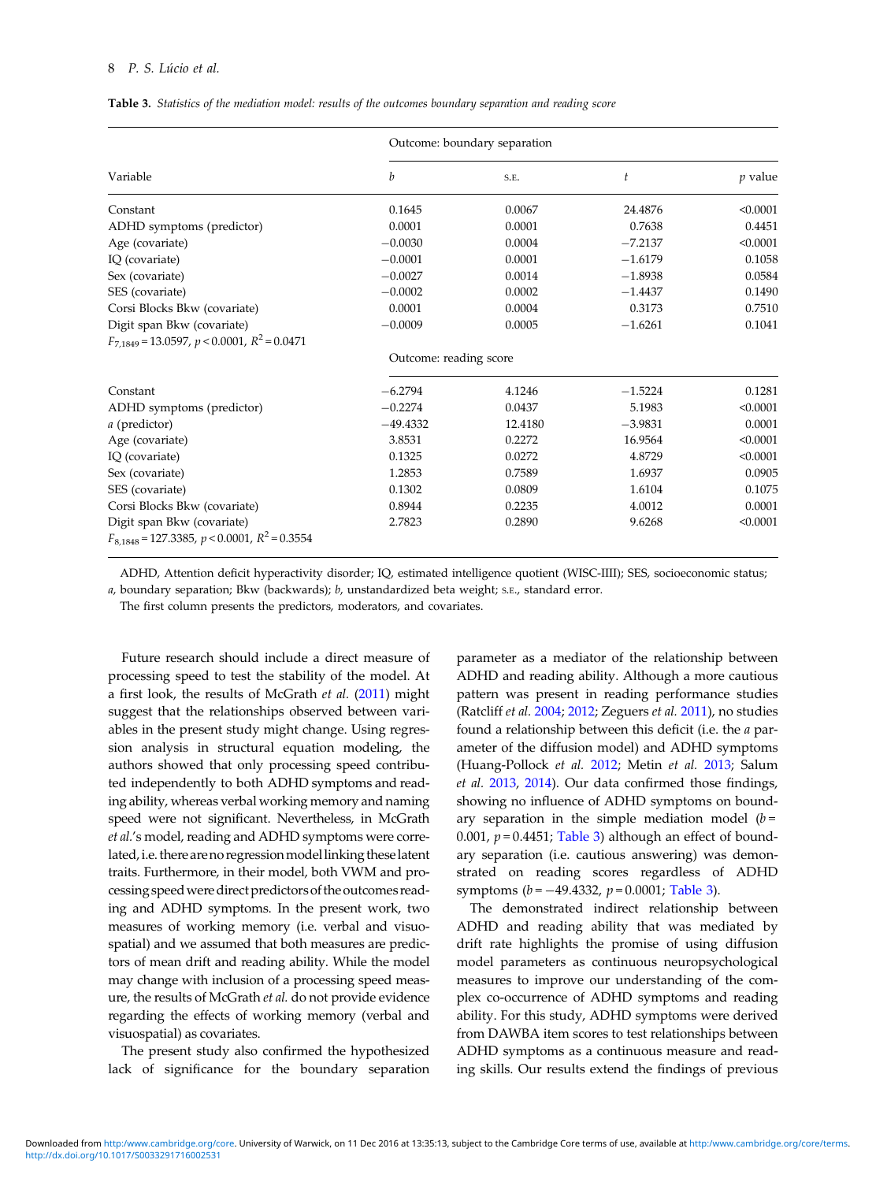**Table 3.** *Statistics of the mediation model: results of the outcomes boundary separation and reading score*

| Variable | Outcome: boundary separation | | | |
|---|---|---|---|---|
| | *b* | S.E. | *t* | *p* value |
| Constant | 0.1645 | 0.0067 | 24.4876 | <0.0001 |
| ADHD symptoms (predictor) | 0.0001 | 0.0001 | 0.7638 | 0.4451 |
| Age (covariate) | −0.0030 | 0.0004 | −7.2137 | <0.0001 |
| IQ (covariate) | −0.0001 | 0.0001 | −1.6179 | 0.1058 |
| Sex (covariate) | −0.0027 | 0.0014 | −1.8938 | 0.0584 |
| SES (covariate) | −0.0002 | 0.0002 | −1.4437 | 0.1490 |
| Corsi Blocks Bkw (covariate) | 0.0001 | 0.0004 | 0.3173 | 0.7510 |
| Digit span Bkw (covariate) | −0.0009 | 0.0005 | −1.6261 | 0.1041 |
| $F_{7,1849} = 13.0597$, $p < 0.0001$, $R^2 = 0.0471$ | | | | |
| | Outcome: reading score | | | |
| Constant | −6.2794 | 4.1246 | −1.5224 | 0.1281 |
| ADHD symptoms (predictor) | −0.2274 | 0.0437 | 5.1983 | <0.0001 |
| *a* (predictor) | −49.4332 | 12.4180 | −3.9831 | 0.0001 |
| Age (covariate) | 3.8531 | 0.2272 | 16.9564 | <0.0001 |
| IQ (covariate) | 0.1325 | 0.0272 | 4.8729 | <0.0001 |
| Sex (covariate) | 1.2853 | 0.7589 | 1.6937 | 0.0905 |
| SES (covariate) | 0.1302 | 0.0809 | 1.6104 | 0.1075 |
| Corsi Blocks Bkw (covariate) | 0.8944 | 0.2235 | 4.0012 | 0.0001 |
| Digit span Bkw (covariate) | 2.7823 | 0.2890 | 9.6268 | <0.0001 |
| $F_{8,1848} = 127.3385$, $p < 0.0001$, $R^2 = 0.3554$ | | | | |

ADHD, Attention deficit hyperactivity disorder; IQ, estimated intelligence quotient (WISC-IIII); SES, socioeconomic status; *a*, boundary separation; Bkw (backwards); *b*, unstandardized beta weight; S.E., standard error.

The first column presents the predictors, moderators, and covariates.

Future research should include a direct measure of processing speed to test the stability of the model. At a first look, the results of McGrath *et al.* (2011) might suggest that the relationships observed between variables in the present study might change. Using regression analysis in structural equation modeling, the authors showed that only processing speed contributed independently to both ADHD symptoms and reading ability, whereas verbal working memory and naming speed were not significant. Nevertheless, in McGrath *et al.*'s model, reading and ADHD symptoms were correlated, i.e. there are no regression model linking these latent traits. Furthermore, in their model, both VWM and processing speed were direct predictors of the outcomes reading and ADHD symptoms. In the present work, two measures of working memory (i.e. verbal and visuospatial) and we assumed that both measures are predictors of mean drift and reading ability. While the model may change with inclusion of a processing speed measure, the results of McGrath *et al.* do not provide evidence regarding the effects of working memory (verbal and visuospatial) as covariates.

The present study also confirmed the hypothesized lack of significance for the boundary separation parameter as a mediator of the relationship between ADHD and reading ability. Although a more cautious pattern was present in reading performance studies (Ratcliff *et al.* 2004; 2012; Zeguers *et al.* 2011), no studies found a relationship between this deficit (i.e. the *a* parameter of the diffusion model) and ADHD symptoms (Huang-Pollock *et al.* 2012; Metin *et al.* 2013; Salum *et al.* 2013, 2014). Our data confirmed those findings, showing no influence of ADHD symptoms on boundary separation in the simple mediation model ($b = 0.001$, $p = 0.4451$; Table 3) although an effect of boundary separation (i.e. cautious answering) was demonstrated on reading scores regardless of ADHD symptoms ($b = -49.4332$, $p = 0.0001$; Table 3).

The demonstrated indirect relationship between ADHD and reading ability that was mediated by drift rate highlights the promise of using diffusion model parameters as continuous neuropsychological measures to improve our understanding of the complex co-occurrence of ADHD symptoms and reading ability. For this study, ADHD symptoms were derived from DAWBA item scores to test relationships between ADHD symptoms as a continuous measure and reading skills. Our results extend the findings of previous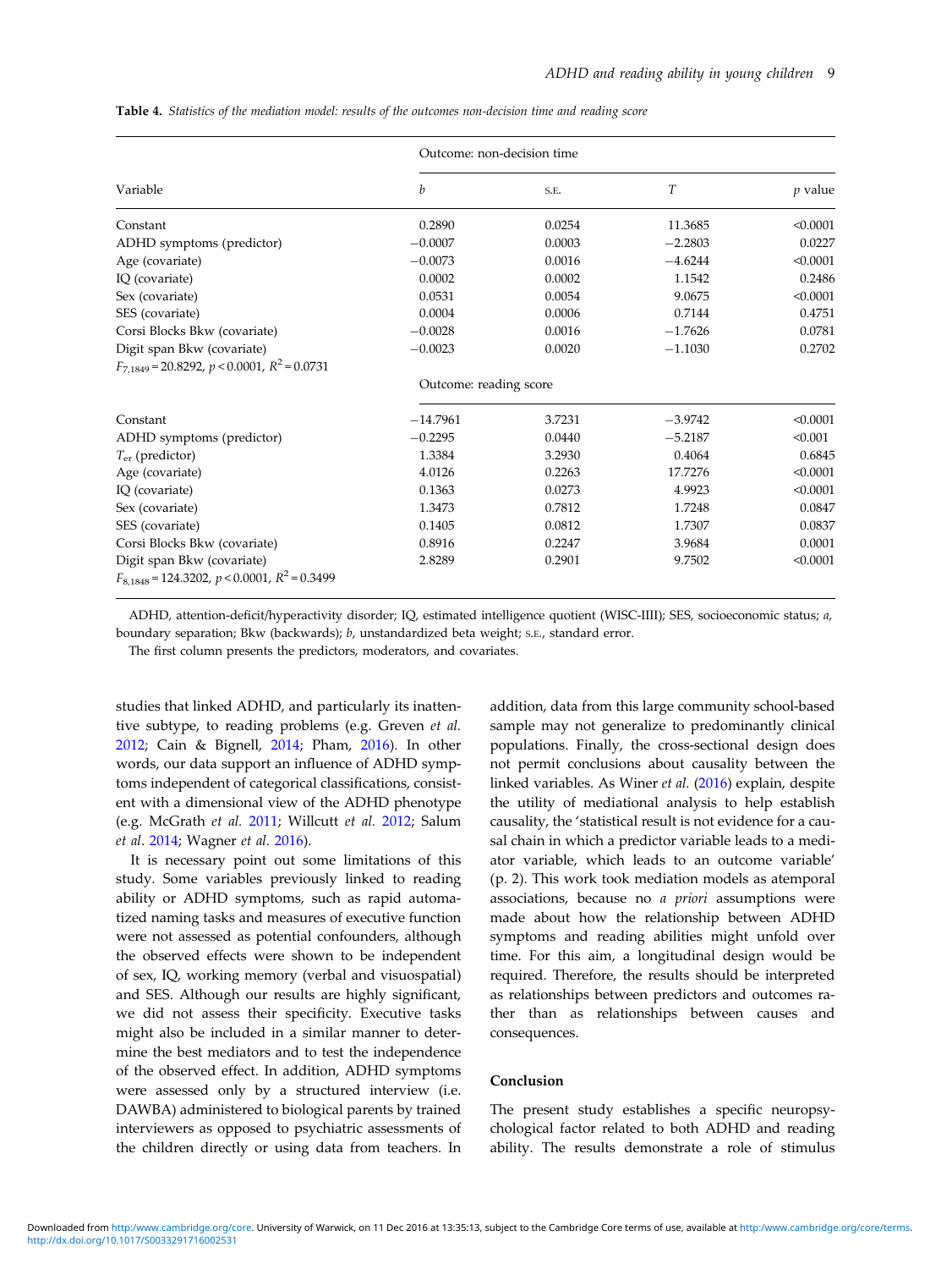**Table 4.** *Statistics of the mediation model: results of the outcomes non-decision time and reading score*

| Variable | *b* | S.E. | *T* | *p* value |
|---|---|---|---|---|
| | Outcome: non-decision time | | | |
| Constant | 0.2890 | 0.0254 | 11.3685 | <0.0001 |
| ADHD symptoms (predictor) | −0.0007 | 0.0003 | −2.2803 | 0.0227 |
| Age (covariate) | −0.0073 | 0.0016 | −4.6244 | <0.0001 |
| IQ (covariate) | 0.0002 | 0.0002 | 1.1542 | 0.2486 |
| Sex (covariate) | 0.0531 | 0.0054 | 9.0675 | <0.0001 |
| SES (covariate) | 0.0004 | 0.0006 | 0.7144 | 0.4751 |
| Corsi Blocks Bkw (covariate) | −0.0028 | 0.0016 | −1.7626 | 0.0781 |
| Digit span Bkw (covariate) | −0.0023 | 0.0020 | −1.1030 | 0.2702 |
| $F_{7,1849} = 20.8292$, $p < 0.0001$, $R^2 = 0.0731$ | | | | |
| | Outcome: reading score | | | |
| Constant | −14.7961 | 3.7231 | −3.9742 | <0.0001 |
| ADHD symptoms (predictor) | −0.2295 | 0.0440 | −5.2187 | <0.001 |
| $T_{er}$ (predictor) | 1.3384 | 3.2930 | 0.4064 | 0.6845 |
| Age (covariate) | 4.0126 | 0.2263 | 17.7276 | <0.0001 |
| IQ (covariate) | 0.1363 | 0.0273 | 4.9923 | <0.0001 |
| Sex (covariate) | 1.3473 | 0.7812 | 1.7248 | 0.0847 |
| SES (covariate) | 0.1405 | 0.0812 | 1.7307 | 0.0837 |
| Corsi Blocks Bkw (covariate) | 0.8916 | 0.2247 | 3.9684 | 0.0001 |
| Digit span Bkw (covariate) | 2.8289 | 0.2901 | 9.7502 | <0.0001 |
| $F_{8,1848} = 124.3202$, $p < 0.0001$, $R^2 = 0.3499$ | | | | |

ADHD, attention-deficit/hyperactivity disorder; IQ, estimated intelligence quotient (WISC-IIII); SES, socioeconomic status; *a*, boundary separation; Bkw (backwards); *b*, unstandardized beta weight; S.E., standard error.

The first column presents the predictors, moderators, and covariates.

studies that linked ADHD, and particularly its inattentive subtype, to reading problems (e.g. Greven *et al.* 2012; Cain & Bignell, 2014; Pham, 2016). In other words, our data support an influence of ADHD symptoms independent of categorical classifications, consistent with a dimensional view of the ADHD phenotype (e.g. McGrath *et al.* 2011; Willcutt *et al.* 2012; Salum *et al.* 2014; Wagner *et al.* 2016).

It is necessary point out some limitations of this study. Some variables previously linked to reading ability or ADHD symptoms, such as rapid automatized naming tasks and measures of executive function were not assessed as potential confounders, although the observed effects were shown to be independent of sex, IQ, working memory (verbal and visuospatial) and SES. Although our results are highly significant, we did not assess their specificity. Executive tasks might also be included in a similar manner to determine the best mediators and to test the independence of the observed effect. In addition, ADHD symptoms were assessed only by a structured interview (i.e. DAWBA) administered to biological parents by trained interviewers as opposed to psychiatric assessments of the children directly or using data from teachers. In addition, data from this large community school-based sample may not generalize to predominantly clinical populations. Finally, the cross-sectional design does not permit conclusions about causality between the linked variables. As Winer *et al.* (2016) explain, despite the utility of mediational analysis to help establish causality, the 'statistical result is not evidence for a causal chain in which a predictor variable leads to a mediator variable, which leads to an outcome variable' (p. 2). This work took mediation models as atemporal associations, because no *a priori* assumptions were made about how the relationship between ADHD symptoms and reading abilities might unfold over time. For this aim, a longitudinal design would be required. Therefore, the results should be interpreted as relationships between predictors and outcomes rather than as relationships between causes and consequences.

## Conclusion

The present study establishes a specific neuropsychological factor related to both ADHD and reading ability. The results demonstrate a role of stimulus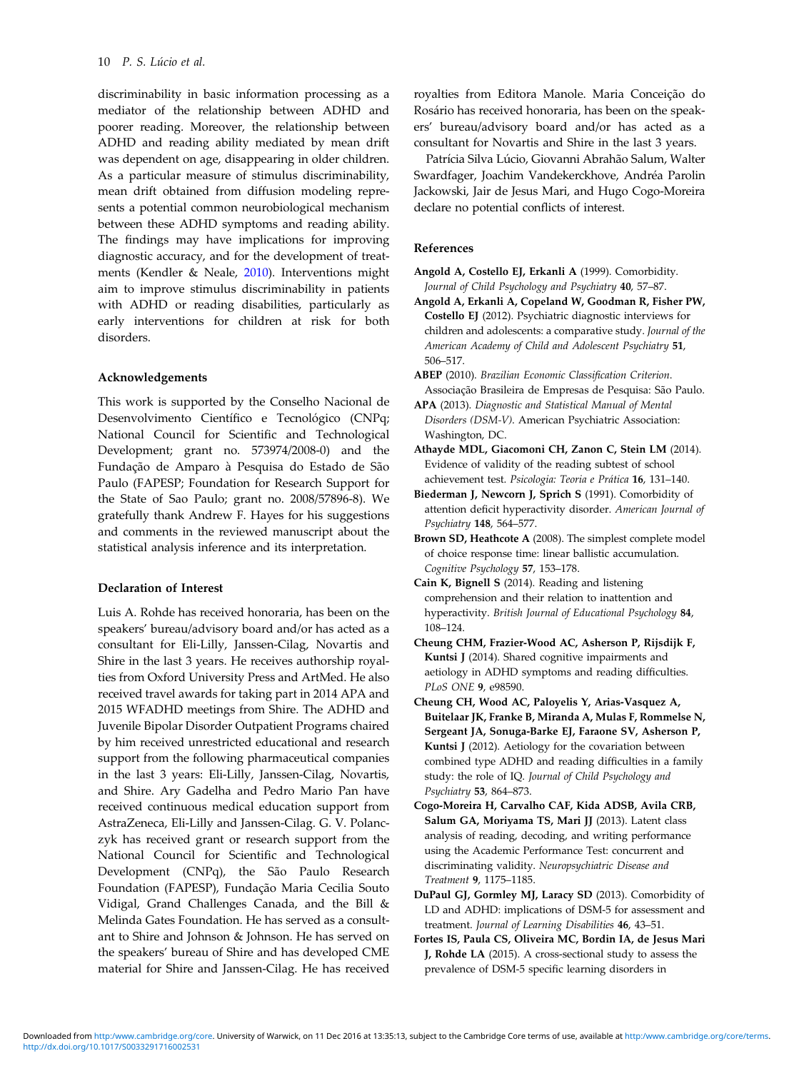discriminability in basic information processing as a mediator of the relationship between ADHD and poorer reading. Moreover, the relationship between ADHD and reading ability mediated by mean drift was dependent on age, disappearing in older children. As a particular measure of stimulus discriminability, mean drift obtained from diffusion modeling represents a potential common neurobiological mechanism between these ADHD symptoms and reading ability. The findings may have implications for improving diagnostic accuracy, and for the development of treatments (Kendler & Neale, 2010). Interventions might aim to improve stimulus discriminability in patients with ADHD or reading disabilities, particularly as early interventions for children at risk for both disorders.

### Acknowledgements

This work is supported by the Conselho Nacional de Desenvolvimento Científico e Tecnológico (CNPq; National Council for Scientific and Technological Development; grant no. 573974/2008-0) and the Fundação de Amparo à Pesquisa do Estado de São Paulo (FAPESP; Foundation for Research Support for the State of Sao Paulo; grant no. 2008/57896-8). We gratefully thank Andrew F. Hayes for his suggestions and comments in the reviewed manuscript about the statistical analysis inference and its interpretation.

### Declaration of Interest

Luis A. Rohde has received honoraria, has been on the speakers' bureau/advisory board and/or has acted as a consultant for Eli-Lilly, Janssen-Cilag, Novartis and Shire in the last 3 years. He receives authorship royalties from Oxford University Press and ArtMed. He also received travel awards for taking part in 2014 APA and 2015 WFADHD meetings from Shire. The ADHD and Juvenile Bipolar Disorder Outpatient Programs chaired by him received unrestricted educational and research support from the following pharmaceutical companies in the last 3 years: Eli-Lilly, Janssen-Cilag, Novartis, and Shire. Ary Gadelha and Pedro Mario Pan have received continuous medical education support from AstraZeneca, Eli-Lilly and Janssen-Cilag. G. V. Polanczyk has received grant or research support from the National Council for Scientific and Technological Development (CNPq), the São Paulo Research Foundation (FAPESP), Fundação Maria Cecilia Souto Vidigal, Grand Challenges Canada, and the Bill & Melinda Gates Foundation. He has served as a consultant to Shire and Johnson & Johnson. He has served on the speakers' bureau of Shire and has developed CME material for Shire and Janssen-Cilag. He has received royalties from Editora Manole. Maria Conceição do Rosário has received honoraria, has been on the speakers' bureau/advisory board and/or has acted as a consultant for Novartis and Shire in the last 3 years.

Patrícia Silva Lúcio, Giovanni Abrahão Salum, Walter Swardfager, Joachim Vandekerckhove, Andréa Parolin Jackowski, Jair de Jesus Mari, and Hugo Cogo-Moreira declare no potential conflicts of interest.

### References

**Angold A, Costello EJ, Erkanli A** (1999). Comorbidity. *Journal of Child Psychology and Psychiatry* **40**, 57–87.

**Angold A, Erkanli A, Copeland W, Goodman R, Fisher PW, Costello EJ** (2012). Psychiatric diagnostic interviews for children and adolescents: a comparative study. *Journal of the American Academy of Child and Adolescent Psychiatry* **51**, 506–517.

**ABEP** (2010). *Brazilian Economic Classification Criterion*. Associação Brasileira de Empresas de Pesquisa: São Paulo.

**APA** (2013). *Diagnostic and Statistical Manual of Mental Disorders (DSM-V)*. American Psychiatric Association: Washington, DC.

**Athayde MDL, Giacomoni CH, Zanon C, Stein LM** (2014). Evidence of validity of the reading subtest of school achievement test. *Psicologia: Teoria e Prática* **16**, 131–140.

**Biederman J, Newcorn J, Sprich S** (1991). Comorbidity of attention deficit hyperactivity disorder. *American Journal of Psychiatry* **148**, 564–577.

**Brown SD, Heathcote A** (2008). The simplest complete model of choice response time: linear ballistic accumulation. *Cognitive Psychology* **57**, 153–178.

**Cain K, Bignell S** (2014). Reading and listening comprehension and their relation to inattention and hyperactivity. *British Journal of Educational Psychology* **84**, 108–124.

**Cheung CHM, Frazier-Wood AC, Asherson P, Rijsdijk F, Kuntsi J** (2014). Shared cognitive impairments and aetiology in ADHD symptoms and reading difficulties. *PLoS ONE* **9**, e98590.

**Cheung CH, Wood AC, Paloyelis Y, Arias-Vasquez A, Buitelaar JK, Franke B, Miranda A, Mulas F, Rommelse N, Sergeant JA, Sonuga-Barke EJ, Faraone SV, Asherson P, Kuntsi J** (2012). Aetiology for the covariation between combined type ADHD and reading difficulties in a family study: the role of IQ. *Journal of Child Psychology and Psychiatry* **53**, 864–873.

**Cogo-Moreira H, Carvalho CAF, Kida ADSB, Avila CRB, Salum GA, Moriyama TS, Mari JJ** (2013). Latent class analysis of reading, decoding, and writing performance using the Academic Performance Test: concurrent and discriminating validity. *Neuropsychiatric Disease and Treatment* **9**, 1175–1185.

**DuPaul GJ, Gormley MJ, Laracy SD** (2013). Comorbidity of LD and ADHD: implications of DSM-5 for assessment and treatment. *Journal of Learning Disabilities* **46**, 43–51.

**Fortes IS, Paula CS, Oliveira MC, Bordin IA, de Jesus Mari J, Rohde LA** (2015). A cross-sectional study to assess the prevalence of DSM-5 specific learning disorders in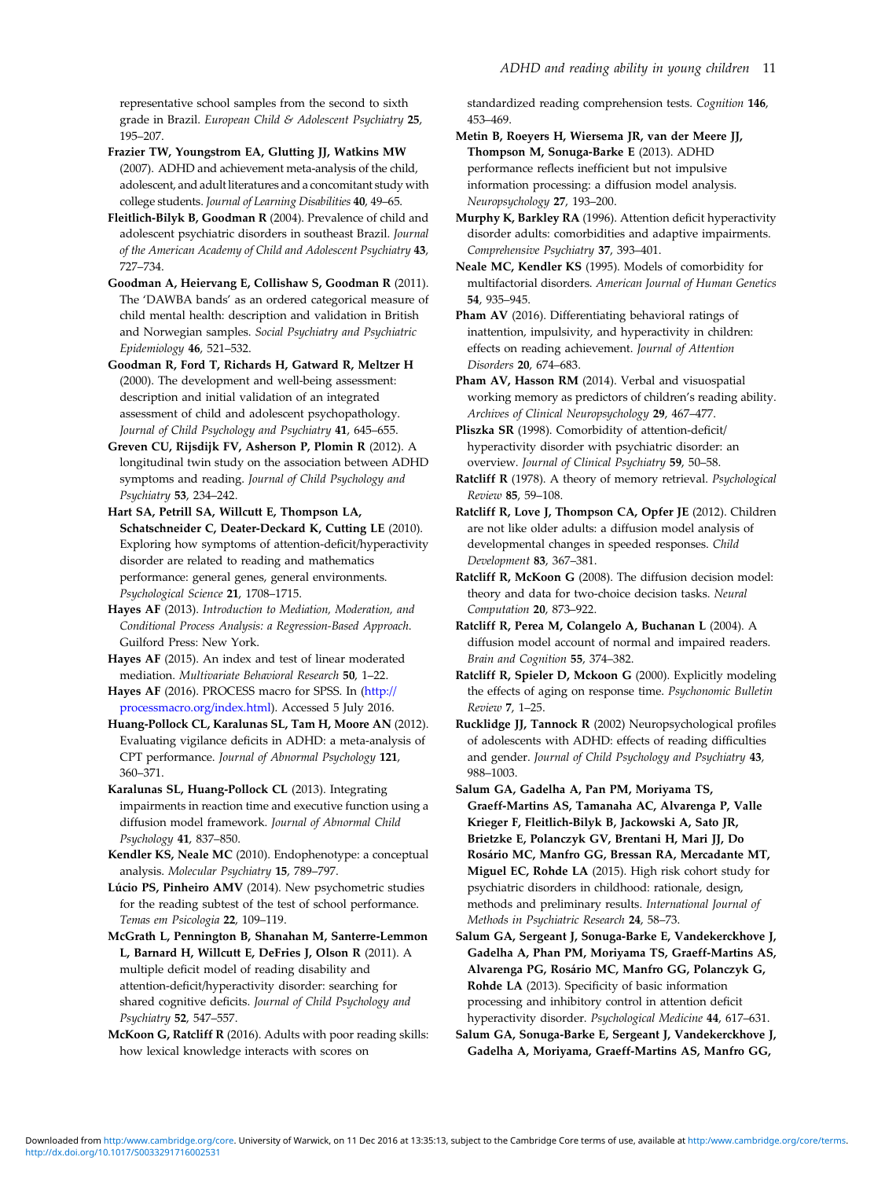representative school samples from the second to sixth grade in Brazil. *European Child & Adolescent Psychiatry* **25**, 195–207.

**Frazier TW, Youngstrom EA, Glutting JJ, Watkins MW** (2007). ADHD and achievement meta-analysis of the child, adolescent, and adult literatures and a concomitant study with college students. *Journal of Learning Disabilities* **40**, 49–65.

**Fleitlich-Bilyk B, Goodman R** (2004). Prevalence of child and adolescent psychiatric disorders in southeast Brazil. *Journal of the American Academy of Child and Adolescent Psychiatry* **43**, 727–734.

**Goodman A, Heiervang E, Collishaw S, Goodman R** (2011). The 'DAWBA bands' as an ordered categorical measure of child mental health: description and validation in British and Norwegian samples. *Social Psychiatry and Psychiatric Epidemiology* **46**, 521–532.

**Goodman R, Ford T, Richards H, Gatward R, Meltzer H** (2000). The development and well-being assessment: description and initial validation of an integrated assessment of child and adolescent psychopathology. *Journal of Child Psychology and Psychiatry* **41**, 645–655.

**Greven CU, Rijsdijk FV, Asherson P, Plomin R** (2012). A longitudinal twin study on the association between ADHD symptoms and reading. *Journal of Child Psychology and Psychiatry* **53**, 234–242.

**Hart SA, Petrill SA, Willcutt E, Thompson LA, Schatschneider C, Deater-Deckard K, Cutting LE** (2010). Exploring how symptoms of attention-deficit/hyperactivity disorder are related to reading and mathematics performance: general genes, general environments. *Psychological Science* **21**, 1708–1715.

**Hayes AF** (2013). *Introduction to Mediation, Moderation, and Conditional Process Analysis: a Regression-Based Approach*. Guilford Press: New York.

**Hayes AF** (2015). An index and test of linear moderated mediation. *Multivariate Behavioral Research* **50**, 1–22.

**Hayes AF** (2016). PROCESS macro for SPSS. In (http://processmacro.org/index.html). Accessed 5 July 2016.

**Huang-Pollock CL, Karalunas SL, Tam H, Moore AN** (2012). Evaluating vigilance deficits in ADHD: a meta-analysis of CPT performance. *Journal of Abnormal Psychology* **121**, 360–371.

**Karalunas SL, Huang-Pollock CL** (2013). Integrating impairments in reaction time and executive function using a diffusion model framework. *Journal of Abnormal Child Psychology* **41**, 837–850.

**Kendler KS, Neale MC** (2010). Endophenotype: a conceptual analysis. *Molecular Psychiatry* **15**, 789–797.

**Lúcio PS, Pinheiro AMV** (2014). New psychometric studies for the reading subtest of the test of school performance. *Temas em Psicologia* **22**, 109–119.

**McGrath L, Pennington B, Shanahan M, Santerre-Lemmon L, Barnard H, Willcutt E, DeFries J, Olson R** (2011). A multiple deficit model of reading disability and attention-deficit/hyperactivity disorder: searching for shared cognitive deficits. *Journal of Child Psychology and Psychiatry* **52**, 547–557.

**McKoon G, Ratcliff R** (2016). Adults with poor reading skills: how lexical knowledge interacts with scores on standardized reading comprehension tests. *Cognition* **146**, 453–469.

**Metin B, Roeyers H, Wiersema JR, van der Meere JJ, Thompson M, Sonuga-Barke E** (2013). ADHD performance reflects inefficient but not impulsive information processing: a diffusion model analysis. *Neuropsychology* **27**, 193–200.

**Murphy K, Barkley RA** (1996). Attention deficit hyperactivity disorder adults: comorbidities and adaptive impairments. *Comprehensive Psychiatry* **37**, 393–401.

**Neale MC, Kendler KS** (1995). Models of comorbidity for multifactorial disorders. *American Journal of Human Genetics* **54**, 935–945.

**Pham AV** (2016). Differentiating behavioral ratings of inattention, impulsivity, and hyperactivity in children: effects on reading achievement. *Journal of Attention Disorders* **20**, 674–683.

**Pham AV, Hasson RM** (2014). Verbal and visuospatial working memory as predictors of children's reading ability. *Archives of Clinical Neuropsychology* **29**, 467–477.

**Pliszka SR** (1998). Comorbidity of attention-deficit/hyperactivity disorder with psychiatric disorder: an overview. *Journal of Clinical Psychiatry* **59**, 50–58.

**Ratcliff R** (1978). A theory of memory retrieval. *Psychological Review* **85**, 59–108.

**Ratcliff R, Love J, Thompson CA, Opfer JE** (2012). Children are not like older adults: a diffusion model analysis of developmental changes in speeded responses. *Child Development* **83**, 367–381.

**Ratcliff R, McKoon G** (2008). The diffusion decision model: theory and data for two-choice decision tasks. *Neural Computation* **20**, 873–922.

**Ratcliff R, Perea M, Colangelo A, Buchanan L** (2004). A diffusion model account of normal and impaired readers. *Brain and Cognition* **55**, 374–382.

**Ratcliff R, Spieler D, Mckoon G** (2000). Explicitly modeling the effects of aging on response time. *Psychonomic Bulletin Review* **7**, 1–25.

**Rucklidge JJ, Tannock R** (2002) Neuropsychological profiles of adolescents with ADHD: effects of reading difficulties and gender. *Journal of Child Psychology and Psychiatry* **43**, 988–1003.

**Salum GA, Gadelha A, Pan PM, Moriyama TS, Graeff-Martins AS, Tamanaha AC, Alvarenga P, Valle Krieger F, Fleitlich-Bilyk B, Jackowski A, Sato JR, Brietzke E, Polanczyk GV, Brentani H, Mari JJ, Do Rosário MC, Manfro GG, Bressan RA, Mercadante MT, Miguel EC, Rohde LA** (2015). High risk cohort study for psychiatric disorders in childhood: rationale, design, methods and preliminary results. *International Journal of Methods in Psychiatric Research* **24**, 58–73.

**Salum GA, Sergeant J, Sonuga-Barke E, Vandekerckhove J, Gadelha A, Pan PM, Moriyama TS, Graeff-Martins AS, Alvarenga PG, Rosário MC, Manfro GG, Polanczyk G, Rohde LA** (2013). Specificity of basic information processing and inhibitory control in attention deficit hyperactivity disorder. *Psychological Medicine* **44**, 617–631.

**Salum GA, Sonuga-Barke E, Sergeant J, Vandekerckhove J, Gadelha A, Moriyama, Graeff-Martins AS, Manfro GG,**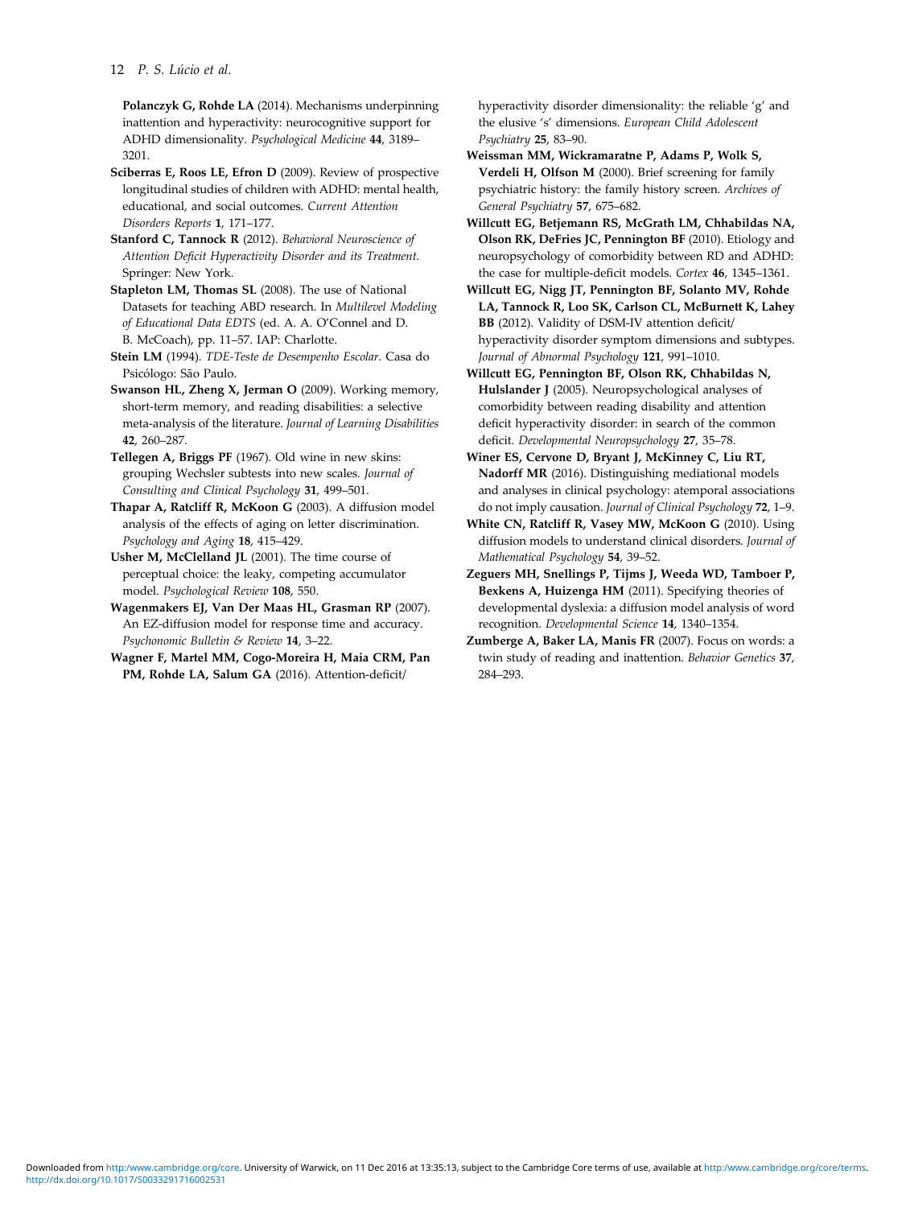**Polanczyk G, Rohde LA** (2014). Mechanisms underpinning inattention and hyperactivity: neurocognitive support for ADHD dimensionality. *Psychological Medicine* **44**, 3189–3201.

**Sciberras E, Roos LE, Efron D** (2009). Review of prospective longitudinal studies of children with ADHD: mental health, educational, and social outcomes. *Current Attention Disorders Reports* **1**, 171–177.

**Stanford C, Tannock R** (2012). *Behavioral Neuroscience of Attention Deficit Hyperactivity Disorder and its Treatment*. Springer: New York.

**Stapleton LM, Thomas SL** (2008). The use of National Datasets for teaching ABD research. In *Multilevel Modeling of Educational Data EDTS* (ed. A. A. O'Connel and D. B. McCoach), pp. 11–57. IAP: Charlotte.

**Stein LM** (1994). *TDE-Teste de Desempenho Escolar*. Casa do Psicólogo: São Paulo.

**Swanson HL, Zheng X, Jerman O** (2009). Working memory, short-term memory, and reading disabilities: a selective meta-analysis of the literature. *Journal of Learning Disabilities* **42**, 260–287.

**Tellegen A, Briggs PF** (1967). Old wine in new skins: grouping Wechsler subtests into new scales. *Journal of Consulting and Clinical Psychology* **31**, 499–501.

**Thapar A, Ratcliff R, McKoon G** (2003). A diffusion model analysis of the effects of aging on letter discrimination. *Psychology and Aging* **18**, 415–429.

**Usher M, McClelland JL** (2001). The time course of perceptual choice: the leaky, competing accumulator model. *Psychological Review* **108**, 550.

**Wagenmakers EJ, Van Der Maas HL, Grasman RP** (2007). An EZ-diffusion model for response time and accuracy. *Psychonomic Bulletin & Review* **14**, 3–22.

**Wagner F, Martel MM, Cogo-Moreira H, Maia CRM, Pan PM, Rohde LA, Salum GA** (2016). Attention-deficit/hyperactivity disorder dimensionality: the reliable 'g' and the elusive 's' dimensions. *European Child Adolescent Psychiatry* **25**, 83–90.

**Weissman MM, Wickramaratne P, Adams P, Wolk S, Verdeli H, Olfson M** (2000). Brief screening for family psychiatric history: the family history screen. *Archives of General Psychiatry* **57**, 675–682.

**Willcutt EG, Betjemann RS, McGrath LM, Chhabildas NA, Olson RK, DeFries JC, Pennington BF** (2010). Etiology and neuropsychology of comorbidity between RD and ADHD: the case for multiple-deficit models. *Cortex* **46**, 1345–1361.

**Willcutt EG, Nigg JT, Pennington BF, Solanto MV, Rohde LA, Tannock R, Loo SK, Carlson CL, McBurnett K, Lahey BB** (2012). Validity of DSM-IV attention deficit/hyperactivity disorder symptom dimensions and subtypes. *Journal of Abnormal Psychology* **121**, 991–1010.

**Willcutt EG, Pennington BF, Olson RK, Chhabildas N, Hulslander J** (2005). Neuropsychological analyses of comorbidity between reading disability and attention deficit hyperactivity disorder: in search of the common deficit. *Developmental Neuropsychology* **27**, 35–78.

**Winer ES, Cervone D, Bryant J, McKinney C, Liu RT, Nadorff MR** (2016). Distinguishing mediational models and analyses in clinical psychology: atemporal associations do not imply causation. *Journal of Clinical Psychology* **72**, 1–9.

**White CN, Ratcliff R, Vasey MW, McKoon G** (2010). Using diffusion models to understand clinical disorders. *Journal of Mathematical Psychology* **54**, 39–52.

**Zeguers MH, Snellings P, Tijms J, Weeda WD, Tamboer P, Bexkens A, Huizenga HM** (2011). Specifying theories of developmental dyslexia: a diffusion model analysis of word recognition. *Developmental Science* **14**, 1340–1354.

**Zumberge A, Baker LA, Manis FR** (2007). Focus on words: a twin study of reading and inattention. *Behavior Genetics* **37**, 284–293.